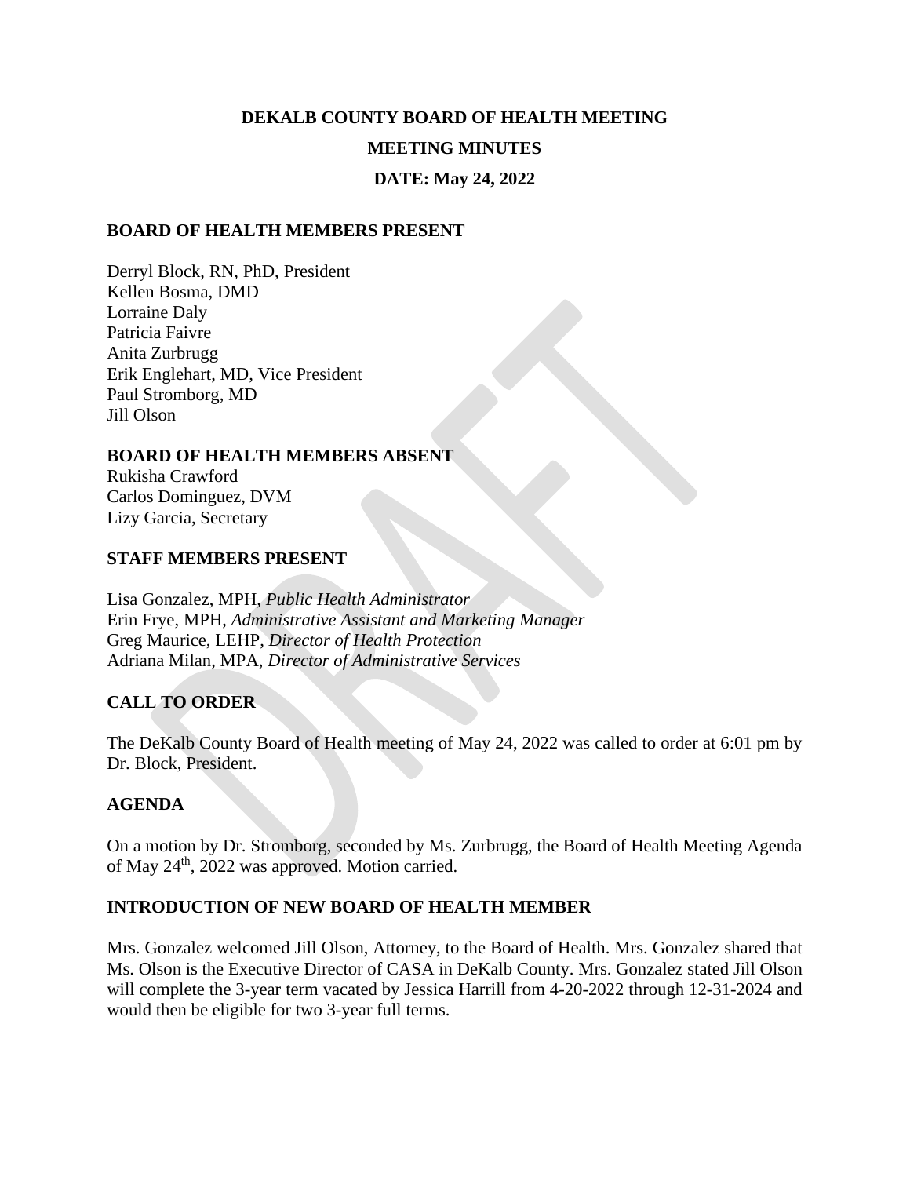# DEKALB COUNTY BOARD OF HEALTH MEETING

## MEETING MINUTES

## DATE: May 24, 2022

### BOARD OF HEALTH MEMBERS PRESENT

Derryl Block, RN, PhD, President
Kellen Bosma, DMD
Lorraine Daly
Patricia Faivre
Anita Zurbrugg
Erik Englehart, MD, Vice President
Paul Stromborg, MD
Jill Olson

### BOARD OF HEALTH MEMBERS ABSENT

Rukisha Crawford
Carlos Dominguez, DVM
Lizy Garcia, Secretary

### STAFF MEMBERS PRESENT

Lisa Gonzalez, MPH, *Public Health Administrator*
Erin Frye, MPH, *Administrative Assistant and Marketing Manager*
Greg Maurice, LEHP, *Director of Health Protection*
Adriana Milan, MPA, *Director of Administrative Services*

### CALL TO ORDER

The DeKalb County Board of Health meeting of May 24, 2022 was called to order at 6:01 pm by Dr. Block, President.

### AGENDA

On a motion by Dr. Stromborg, seconded by Ms. Zurbrugg, the Board of Health Meeting Agenda of May 24th, 2022 was approved. Motion carried.

### INTRODUCTION OF NEW BOARD OF HEALTH MEMBER

Mrs. Gonzalez welcomed Jill Olson, Attorney, to the Board of Health. Mrs. Gonzalez shared that Ms. Olson is the Executive Director of CASA in DeKalb County. Mrs. Gonzalez stated Jill Olson will complete the 3-year term vacated by Jessica Harrill from 4-20-2022 through 12-31-2024 and would then be eligible for two 3-year full terms.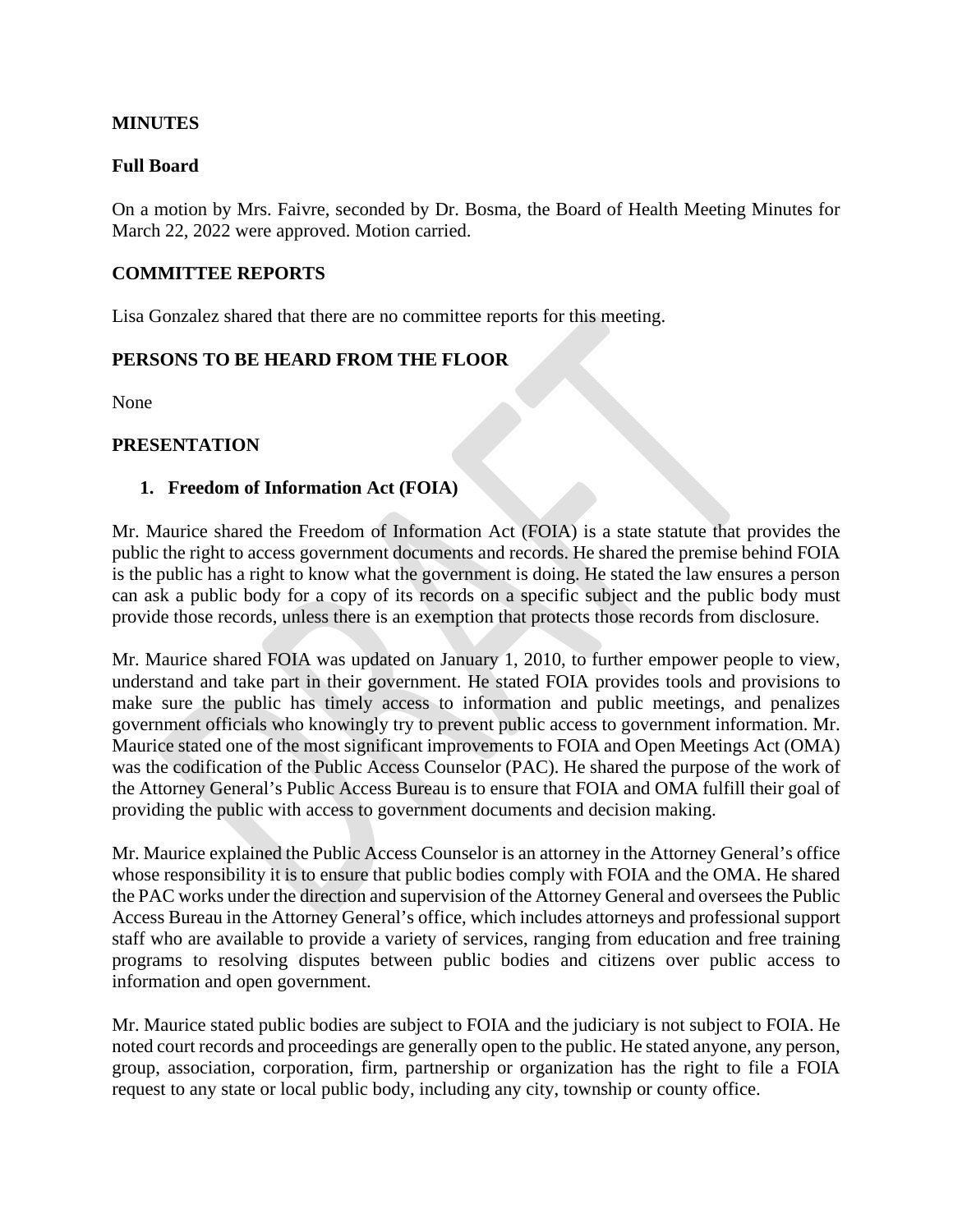**MINUTES**

**Full Board**

On a motion by Mrs. Faivre, seconded by Dr. Bosma, the Board of Health Meeting Minutes for March 22, 2022 were approved. Motion carried.

**COMMITTEE REPORTS**

Lisa Gonzalez shared that there are no committee reports for this meeting.

**PERSONS TO BE HEARD FROM THE FLOOR**

None

**PRESENTATION**

1. **Freedom of Information Act (FOIA)**

Mr. Maurice shared the Freedom of Information Act (FOIA) is a state statute that provides the public the right to access government documents and records. He shared the premise behind FOIA is the public has a right to know what the government is doing. He stated the law ensures a person can ask a public body for a copy of its records on a specific subject and the public body must provide those records, unless there is an exemption that protects those records from disclosure.

Mr. Maurice shared FOIA was updated on January 1, 2010, to further empower people to view, understand and take part in their government. He stated FOIA provides tools and provisions to make sure the public has timely access to information and public meetings, and penalizes government officials who knowingly try to prevent public access to government information. Mr. Maurice stated one of the most significant improvements to FOIA and Open Meetings Act (OMA) was the codification of the Public Access Counselor (PAC). He shared the purpose of the work of the Attorney General's Public Access Bureau is to ensure that FOIA and OMA fulfill their goal of providing the public with access to government documents and decision making.

Mr. Maurice explained the Public Access Counselor is an attorney in the Attorney General's office whose responsibility it is to ensure that public bodies comply with FOIA and the OMA. He shared the PAC works under the direction and supervision of the Attorney General and oversees the Public Access Bureau in the Attorney General's office, which includes attorneys and professional support staff who are available to provide a variety of services, ranging from education and free training programs to resolving disputes between public bodies and citizens over public access to information and open government.

Mr. Maurice stated public bodies are subject to FOIA and the judiciary is not subject to FOIA. He noted court records and proceedings are generally open to the public. He stated anyone, any person, group, association, corporation, firm, partnership or organization has the right to file a FOIA request to any state or local public body, including any city, township or county office.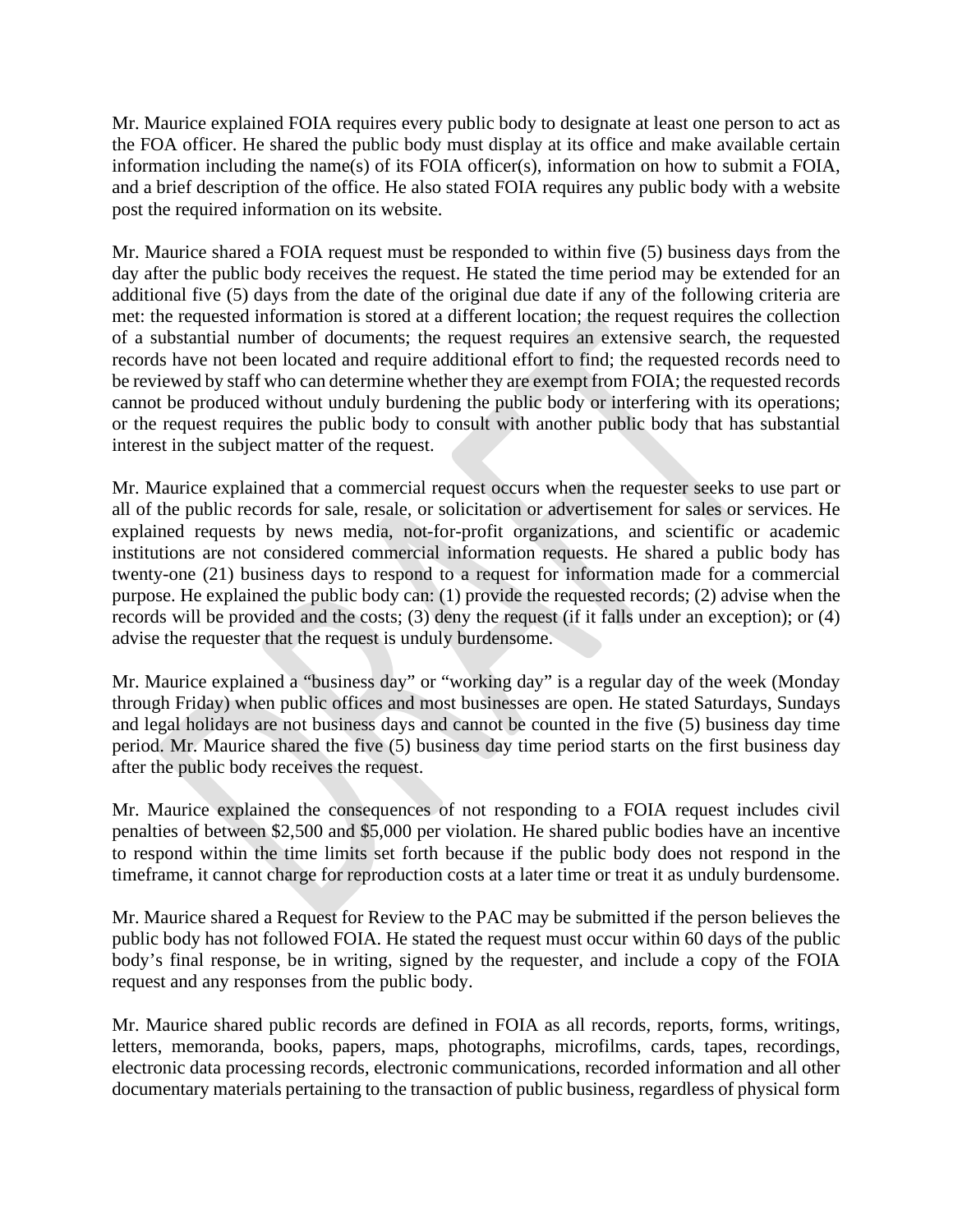Mr. Maurice explained FOIA requires every public body to designate at least one person to act as the FOA officer. He shared the public body must display at its office and make available certain information including the name(s) of its FOIA officer(s), information on how to submit a FOIA, and a brief description of the office. He also stated FOIA requires any public body with a website post the required information on its website.

Mr. Maurice shared a FOIA request must be responded to within five (5) business days from the day after the public body receives the request. He stated the time period may be extended for an additional five (5) days from the date of the original due date if any of the following criteria are met: the requested information is stored at a different location; the request requires the collection of a substantial number of documents; the request requires an extensive search, the requested records have not been located and require additional effort to find; the requested records need to be reviewed by staff who can determine whether they are exempt from FOIA; the requested records cannot be produced without unduly burdening the public body or interfering with its operations; or the request requires the public body to consult with another public body that has substantial interest in the subject matter of the request.

Mr. Maurice explained that a commercial request occurs when the requester seeks to use part or all of the public records for sale, resale, or solicitation or advertisement for sales or services. He explained requests by news media, not-for-profit organizations, and scientific or academic institutions are not considered commercial information requests. He shared a public body has twenty-one (21) business days to respond to a request for information made for a commercial purpose. He explained the public body can: (1) provide the requested records; (2) advise when the records will be provided and the costs; (3) deny the request (if it falls under an exception); or (4) advise the requester that the request is unduly burdensome.

Mr. Maurice explained a "business day" or "working day" is a regular day of the week (Monday through Friday) when public offices and most businesses are open. He stated Saturdays, Sundays and legal holidays are not business days and cannot be counted in the five (5) business day time period. Mr. Maurice shared the five (5) business day time period starts on the first business day after the public body receives the request.

Mr. Maurice explained the consequences of not responding to a FOIA request includes civil penalties of between $2,500 and $5,000 per violation. He shared public bodies have an incentive to respond within the time limits set forth because if the public body does not respond in the timeframe, it cannot charge for reproduction costs at a later time or treat it as unduly burdensome.

Mr. Maurice shared a Request for Review to the PAC may be submitted if the person believes the public body has not followed FOIA. He stated the request must occur within 60 days of the public body's final response, be in writing, signed by the requester, and include a copy of the FOIA request and any responses from the public body.

Mr. Maurice shared public records are defined in FOIA as all records, reports, forms, writings, letters, memoranda, books, papers, maps, photographs, microfilms, cards, tapes, recordings, electronic data processing records, electronic communications, recorded information and all other documentary materials pertaining to the transaction of public business, regardless of physical form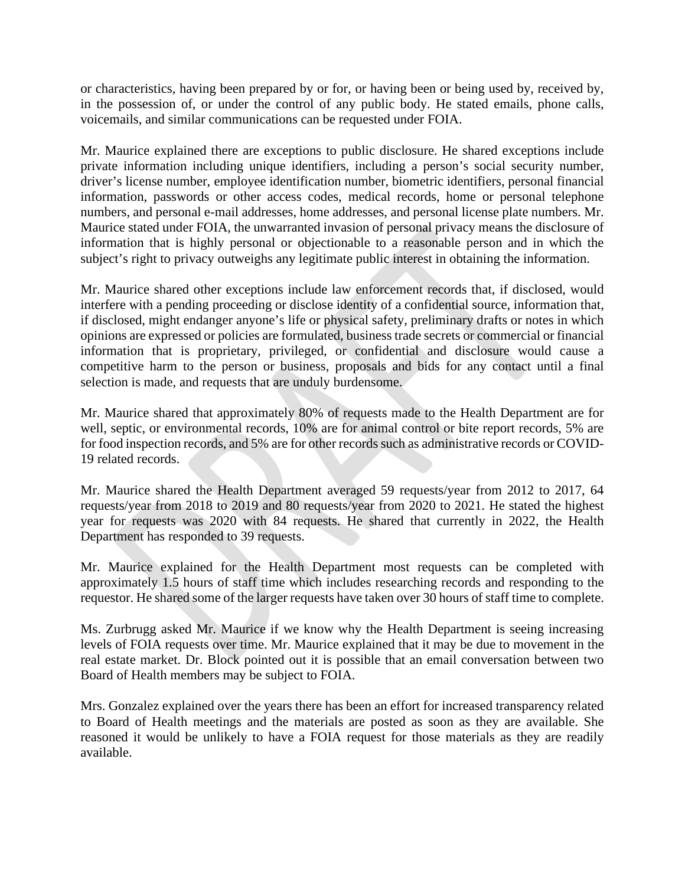or characteristics, having been prepared by or for, or having been or being used by, received by, in the possession of, or under the control of any public body. He stated emails, phone calls, voicemails, and similar communications can be requested under FOIA.

Mr. Maurice explained there are exceptions to public disclosure. He shared exceptions include private information including unique identifiers, including a person's social security number, driver's license number, employee identification number, biometric identifiers, personal financial information, passwords or other access codes, medical records, home or personal telephone numbers, and personal e-mail addresses, home addresses, and personal license plate numbers. Mr. Maurice stated under FOIA, the unwarranted invasion of personal privacy means the disclosure of information that is highly personal or objectionable to a reasonable person and in which the subject's right to privacy outweighs any legitimate public interest in obtaining the information.

Mr. Maurice shared other exceptions include law enforcement records that, if disclosed, would interfere with a pending proceeding or disclose identity of a confidential source, information that, if disclosed, might endanger anyone's life or physical safety, preliminary drafts or notes in which opinions are expressed or policies are formulated, business trade secrets or commercial or financial information that is proprietary, privileged, or confidential and disclosure would cause a competitive harm to the person or business, proposals and bids for any contact until a final selection is made, and requests that are unduly burdensome.

Mr. Maurice shared that approximately 80% of requests made to the Health Department are for well, septic, or environmental records, 10% are for animal control or bite report records, 5% are for food inspection records, and 5% are for other records such as administrative records or COVID-19 related records.

Mr. Maurice shared the Health Department averaged 59 requests/year from 2012 to 2017, 64 requests/year from 2018 to 2019 and 80 requests/year from 2020 to 2021. He stated the highest year for requests was 2020 with 84 requests. He shared that currently in 2022, the Health Department has responded to 39 requests.

Mr. Maurice explained for the Health Department most requests can be completed with approximately 1.5 hours of staff time which includes researching records and responding to the requestor. He shared some of the larger requests have taken over 30 hours of staff time to complete.

Ms. Zurbrugg asked Mr. Maurice if we know why the Health Department is seeing increasing levels of FOIA requests over time. Mr. Maurice explained that it may be due to movement in the real estate market. Dr. Block pointed out it is possible that an email conversation between two Board of Health members may be subject to FOIA.

Mrs. Gonzalez explained over the years there has been an effort for increased transparency related to Board of Health meetings and the materials are posted as soon as they are available. She reasoned it would be unlikely to have a FOIA request for those materials as they are readily available.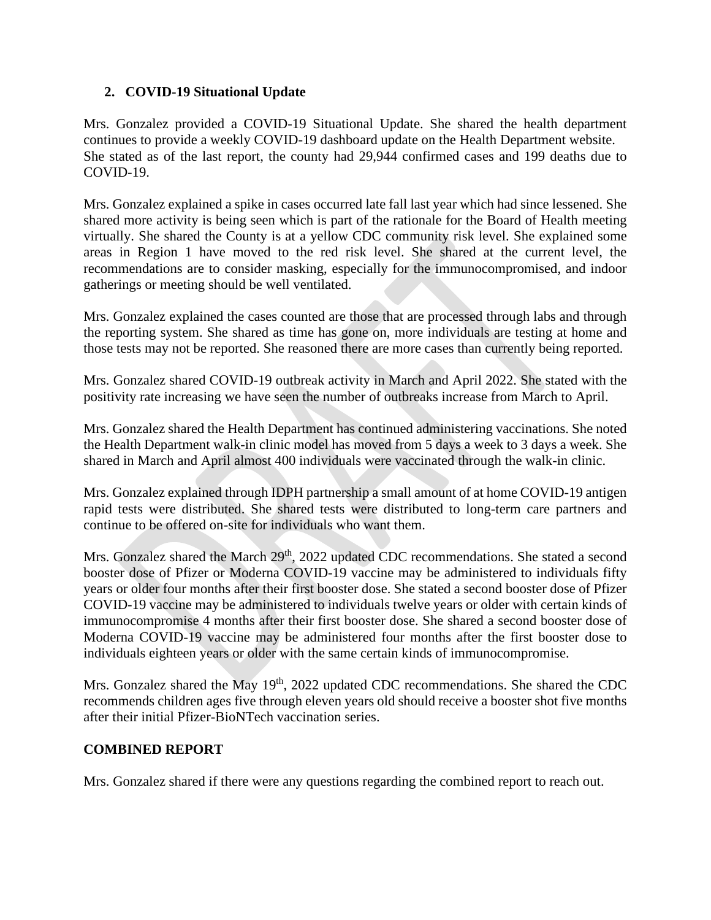## 2. COVID-19 Situational Update

Mrs. Gonzalez provided a COVID-19 Situational Update. She shared the health department continues to provide a weekly COVID-19 dashboard update on the Health Department website. She stated as of the last report, the county had 29,944 confirmed cases and 199 deaths due to COVID-19.

Mrs. Gonzalez explained a spike in cases occurred late fall last year which had since lessened. She shared more activity is being seen which is part of the rationale for the Board of Health meeting virtually. She shared the County is at a yellow CDC community risk level. She explained some areas in Region 1 have moved to the red risk level. She shared at the current level, the recommendations are to consider masking, especially for the immunocompromised, and indoor gatherings or meeting should be well ventilated.

Mrs. Gonzalez explained the cases counted are those that are processed through labs and through the reporting system. She shared as time has gone on, more individuals are testing at home and those tests may not be reported. She reasoned there are more cases than currently being reported.

Mrs. Gonzalez shared COVID-19 outbreak activity in March and April 2022. She stated with the positivity rate increasing we have seen the number of outbreaks increase from March to April.

Mrs. Gonzalez shared the Health Department has continued administering vaccinations. She noted the Health Department walk-in clinic model has moved from 5 days a week to 3 days a week. She shared in March and April almost 400 individuals were vaccinated through the walk-in clinic.

Mrs. Gonzalez explained through IDPH partnership a small amount of at home COVID-19 antigen rapid tests were distributed. She shared tests were distributed to long-term care partners and continue to be offered on-site for individuals who want them.

Mrs. Gonzalez shared the March 29th, 2022 updated CDC recommendations. She stated a second booster dose of Pfizer or Moderna COVID-19 vaccine may be administered to individuals fifty years or older four months after their first booster dose. She stated a second booster dose of Pfizer COVID-19 vaccine may be administered to individuals twelve years or older with certain kinds of immunocompromise 4 months after their first booster dose. She shared a second booster dose of Moderna COVID-19 vaccine may be administered four months after the first booster dose to individuals eighteen years or older with the same certain kinds of immunocompromise.

Mrs. Gonzalez shared the May 19th, 2022 updated CDC recommendations. She shared the CDC recommends children ages five through eleven years old should receive a booster shot five months after their initial Pfizer-BioNTech vaccination series.

**COMBINED REPORT**

Mrs. Gonzalez shared if there were any questions regarding the combined report to reach out.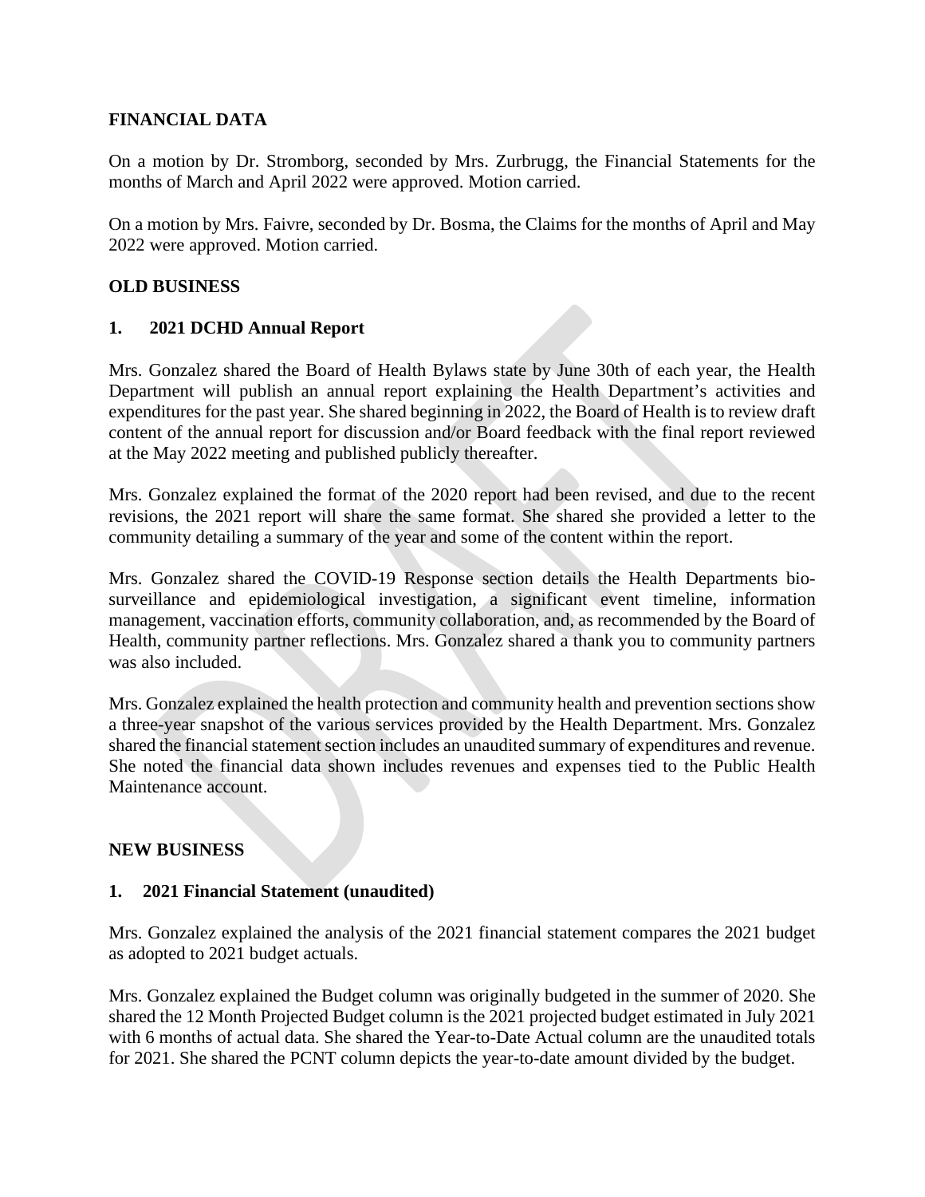## FINANCIAL DATA

On a motion by Dr. Stromborg, seconded by Mrs. Zurbrugg, the Financial Statements for the months of March and April 2022 were approved. Motion carried.

On a motion by Mrs. Faivre, seconded by Dr. Bosma, the Claims for the months of April and May 2022 were approved. Motion carried.

## OLD BUSINESS

### 1. 2021 DCHD Annual Report

Mrs. Gonzalez shared the Board of Health Bylaws state by June 30th of each year, the Health Department will publish an annual report explaining the Health Department's activities and expenditures for the past year. She shared beginning in 2022, the Board of Health is to review draft content of the annual report for discussion and/or Board feedback with the final report reviewed at the May 2022 meeting and published publicly thereafter.

Mrs. Gonzalez explained the format of the 2020 report had been revised, and due to the recent revisions, the 2021 report will share the same format. She shared she provided a letter to the community detailing a summary of the year and some of the content within the report.

Mrs. Gonzalez shared the COVID-19 Response section details the Health Departments bio-surveillance and epidemiological investigation, a significant event timeline, information management, vaccination efforts, community collaboration, and, as recommended by the Board of Health, community partner reflections. Mrs. Gonzalez shared a thank you to community partners was also included.

Mrs. Gonzalez explained the health protection and community health and prevention sections show a three-year snapshot of the various services provided by the Health Department. Mrs. Gonzalez shared the financial statement section includes an unaudited summary of expenditures and revenue. She noted the financial data shown includes revenues and expenses tied to the Public Health Maintenance account.

## NEW BUSINESS

### 1. 2021 Financial Statement (unaudited)

Mrs. Gonzalez explained the analysis of the 2021 financial statement compares the 2021 budget as adopted to 2021 budget actuals.

Mrs. Gonzalez explained the Budget column was originally budgeted in the summer of 2020. She shared the 12 Month Projected Budget column is the 2021 projected budget estimated in July 2021 with 6 months of actual data. She shared the Year-to-Date Actual column are the unaudited totals for 2021. She shared the PCNT column depicts the year-to-date amount divided by the budget.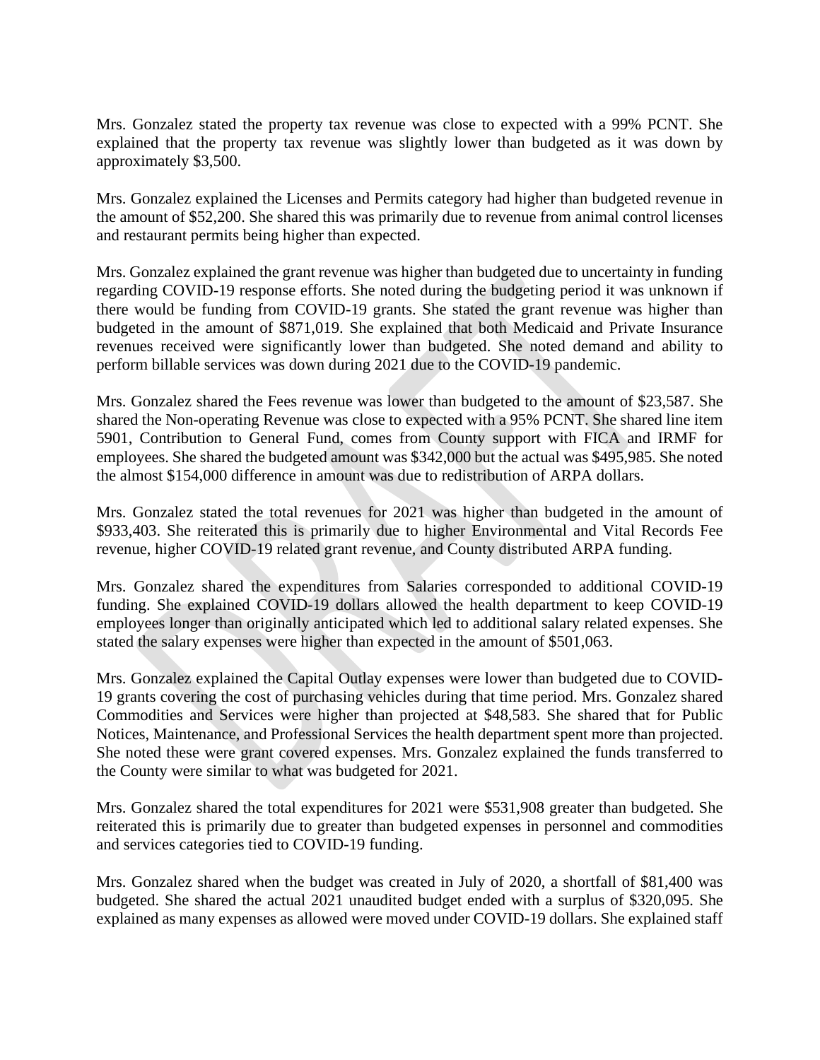Mrs. Gonzalez stated the property tax revenue was close to expected with a 99% PCNT. She explained that the property tax revenue was slightly lower than budgeted as it was down by approximately $3,500.

Mrs. Gonzalez explained the Licenses and Permits category had higher than budgeted revenue in the amount of $52,200. She shared this was primarily due to revenue from animal control licenses and restaurant permits being higher than expected.

Mrs. Gonzalez explained the grant revenue was higher than budgeted due to uncertainty in funding regarding COVID-19 response efforts. She noted during the budgeting period it was unknown if there would be funding from COVID-19 grants. She stated the grant revenue was higher than budgeted in the amount of $871,019. She explained that both Medicaid and Private Insurance revenues received were significantly lower than budgeted. She noted demand and ability to perform billable services was down during 2021 due to the COVID-19 pandemic.

Mrs. Gonzalez shared the Fees revenue was lower than budgeted to the amount of $23,587. She shared the Non-operating Revenue was close to expected with a 95% PCNT. She shared line item 5901, Contribution to General Fund, comes from County support with FICA and IRMF for employees. She shared the budgeted amount was $342,000 but the actual was $495,985. She noted the almost $154,000 difference in amount was due to redistribution of ARPA dollars.

Mrs. Gonzalez stated the total revenues for 2021 was higher than budgeted in the amount of $933,403. She reiterated this is primarily due to higher Environmental and Vital Records Fee revenue, higher COVID-19 related grant revenue, and County distributed ARPA funding.

Mrs. Gonzalez shared the expenditures from Salaries corresponded to additional COVID-19 funding. She explained COVID-19 dollars allowed the health department to keep COVID-19 employees longer than originally anticipated which led to additional salary related expenses. She stated the salary expenses were higher than expected in the amount of $501,063.

Mrs. Gonzalez explained the Capital Outlay expenses were lower than budgeted due to COVID-19 grants covering the cost of purchasing vehicles during that time period. Mrs. Gonzalez shared Commodities and Services were higher than projected at $48,583. She shared that for Public Notices, Maintenance, and Professional Services the health department spent more than projected. She noted these were grant covered expenses. Mrs. Gonzalez explained the funds transferred to the County were similar to what was budgeted for 2021.

Mrs. Gonzalez shared the total expenditures for 2021 were $531,908 greater than budgeted. She reiterated this is primarily due to greater than budgeted expenses in personnel and commodities and services categories tied to COVID-19 funding.

Mrs. Gonzalez shared when the budget was created in July of 2020, a shortfall of $81,400 was budgeted. She shared the actual 2021 unaudited budget ended with a surplus of $320,095. She explained as many expenses as allowed were moved under COVID-19 dollars. She explained staff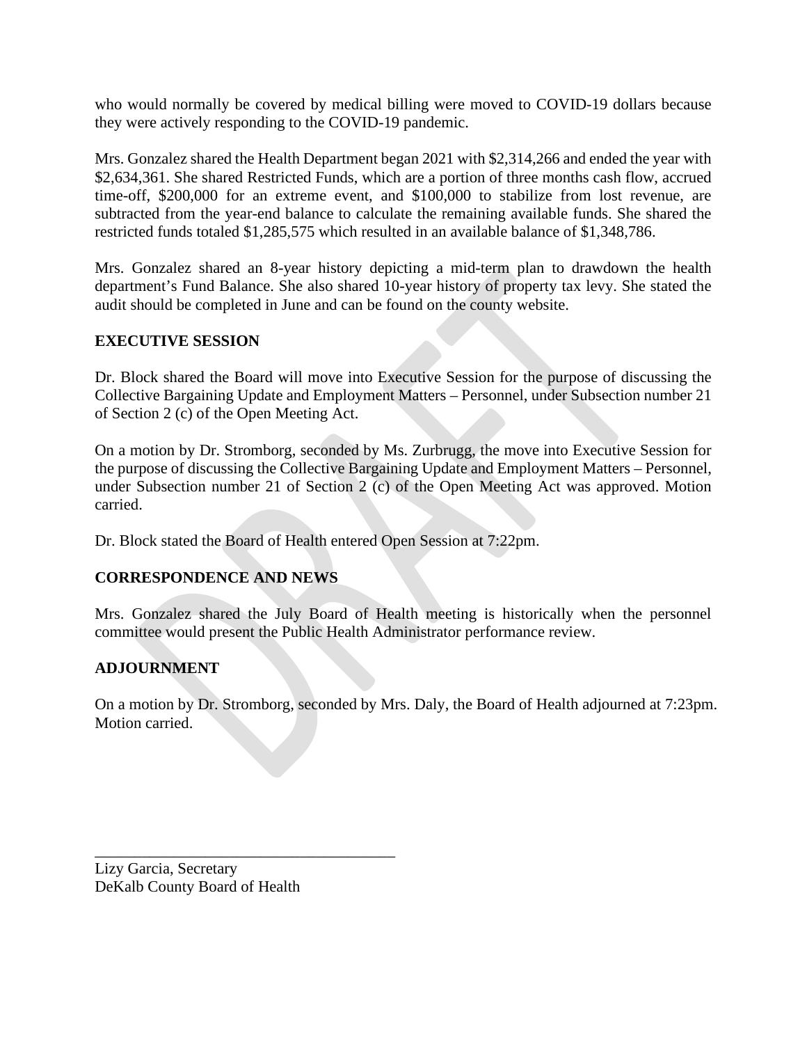who would normally be covered by medical billing were moved to COVID-19 dollars because they were actively responding to the COVID-19 pandemic.

Mrs. Gonzalez shared the Health Department began 2021 with $2,314,266 and ended the year with $2,634,361. She shared Restricted Funds, which are a portion of three months cash flow, accrued time-off, $200,000 for an extreme event, and $100,000 to stabilize from lost revenue, are subtracted from the year-end balance to calculate the remaining available funds. She shared the restricted funds totaled $1,285,575 which resulted in an available balance of $1,348,786.

Mrs. Gonzalez shared an 8-year history depicting a mid-term plan to drawdown the health department's Fund Balance. She also shared 10-year history of property tax levy. She stated the audit should be completed in June and can be found on the county website.

**EXECUTIVE SESSION**

Dr. Block shared the Board will move into Executive Session for the purpose of discussing the Collective Bargaining Update and Employment Matters – Personnel, under Subsection number 21 of Section 2 (c) of the Open Meeting Act.

On a motion by Dr. Stromborg, seconded by Ms. Zurbrugg, the move into Executive Session for the purpose of discussing the Collective Bargaining Update and Employment Matters – Personnel, under Subsection number 21 of Section 2 (c) of the Open Meeting Act was approved. Motion carried.

Dr. Block stated the Board of Health entered Open Session at 7:22pm.

**CORRESPONDENCE AND NEWS**

Mrs. Gonzalez shared the July Board of Health meeting is historically when the personnel committee would present the Public Health Administrator performance review.

**ADJOURNMENT**

On a motion by Dr. Stromborg, seconded by Mrs. Daly, the Board of Health adjourned at 7:23pm. Motion carried.

\_\_\_\_\_\_\_\_\_\_\_\_\_\_\_\_\_\_\_\_\_\_\_\_\_\_\_\_\_\_\_\_\_\_\_\_\_\_\_\_

Lizy Garcia, Secretary
DeKalb County Board of Health